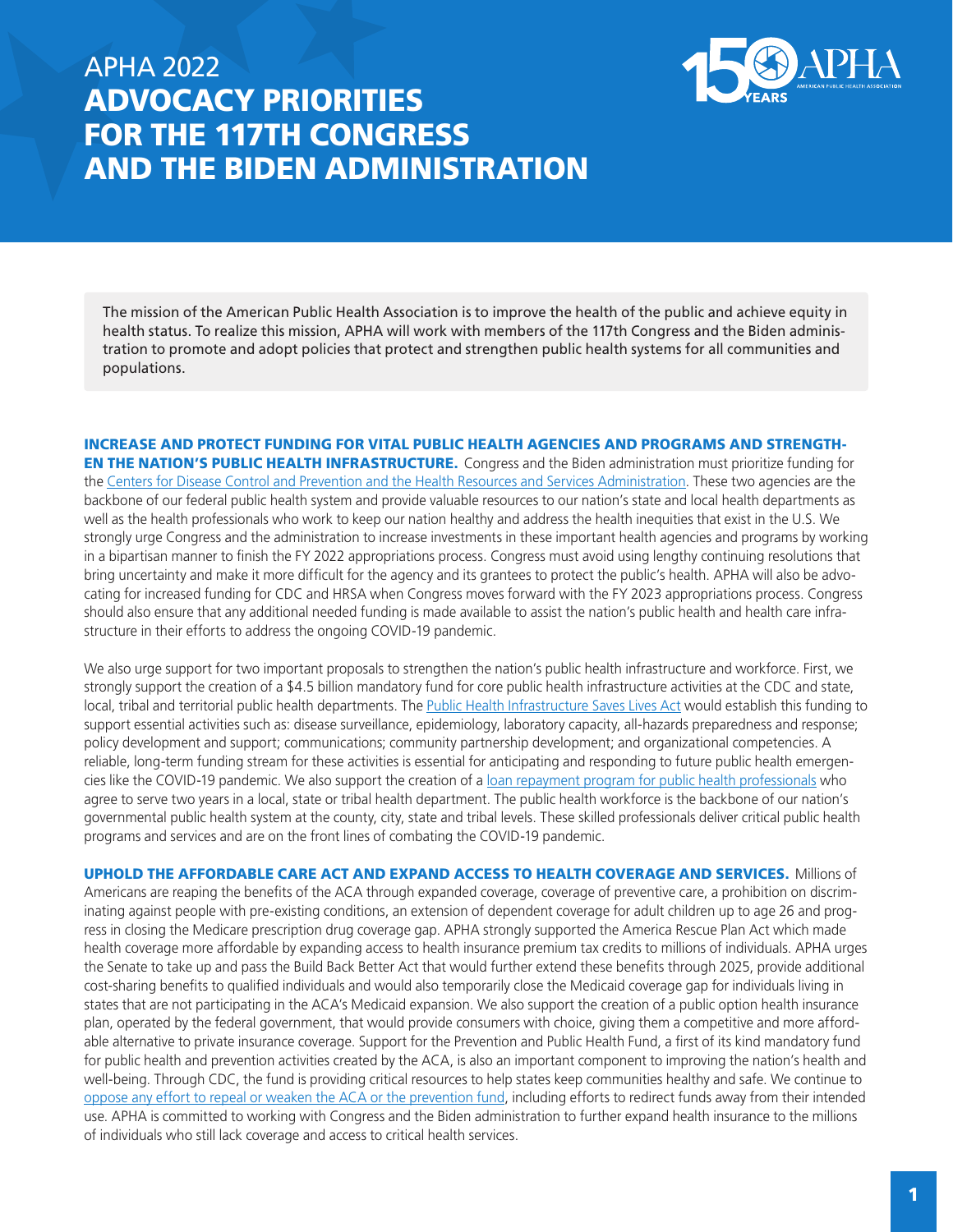# APHA 2022 ADVOCACY PRIORITIES FOR THE 117TH CONGRESS AND THE BIDEN ADMINISTRATION

The mission of the American Public Health Association is to improve the health of the public and achieve equity in health status. To realize this mission, APHA will work with members of the 117th Congress and the Biden administration to promote and adopt policies that protect and strengthen public health systems for all communities and populations.

**INCREASE AND PROTECT FUNDING FOR VITAL PUBLIC HEALTH AGENCIES AND PROGRAMS AND STRENGTHEN THE NATION'S PUBLIC HEALTH INFRASTRUCTURE.** Congress and the Biden administration must prioritize funding for the Centers for Disease Control and Prevention and the Health Resources and Services Administration. These two agencies are the backbone of our federal public health system and provide valuable resources to our nation's state and local health departments as well as the health professionals who work to keep our nation healthy and address the health inequities that exist in the U.S. We strongly urge Congress and the administration to increase investments in these important health agencies and programs by working in a bipartisan manner to finish the FY 2022 appropriations process. Congress must avoid using lengthy continuing resolutions that bring uncertainty and make it more difficult for the agency and its grantees to protect the public's health. APHA will also be advocating for increased funding for CDC and HRSA when Congress moves forward with the FY 2023 appropriations process. Congress should also ensure that any additional needed funding is made available to assist the nation's public health and health care infrastructure in their efforts to address the ongoing COVID-19 pandemic.

We also urge support for two important proposals to strengthen the nation's public health infrastructure and workforce. First, we strongly support the creation of a $4.5 billion mandatory fund for core public health infrastructure activities at the CDC and state, local, tribal and territorial public health departments. The Public Health Infrastructure Saves Lives Act would establish this funding to support essential activities such as: disease surveillance, epidemiology, laboratory capacity, all-hazards preparedness and response; policy development and support; communications; community partnership development; and organizational competencies. A reliable, long-term funding stream for these activities is essential for anticipating and responding to future public health emergencies like the COVID-19 pandemic. We also support the creation of a loan repayment program for public health professionals who agree to serve two years in a local, state or tribal health department. The public health workforce is the backbone of our nation's governmental public health system at the county, city, state and tribal levels. These skilled professionals deliver critical public health programs and services and are on the front lines of combating the COVID-19 pandemic.

**UPHOLD THE AFFORDABLE CARE ACT AND EXPAND ACCESS TO HEALTH COVERAGE AND SERVICES.** Millions of Americans are reaping the benefits of the ACA through expanded coverage, coverage of preventive care, a prohibition on discriminating against people with pre-existing conditions, an extension of dependent coverage for adult children up to age 26 and progress in closing the Medicare prescription drug coverage gap. APHA strongly supported the America Rescue Plan Act which made health coverage more affordable by expanding access to health insurance premium tax credits to millions of individuals. APHA urges the Senate to take up and pass the Build Back Better Act that would further extend these benefits through 2025, provide additional cost-sharing benefits to qualified individuals and would also temporarily close the Medicaid coverage gap for individuals living in states that are not participating in the ACA's Medicaid expansion. We also support the creation of a public option health insurance plan, operated by the federal government, that would provide consumers with choice, giving them a competitive and more affordable alternative to private insurance coverage. Support for the Prevention and Public Health Fund, a first of its kind mandatory fund for public health and prevention activities created by the ACA, is also an important component to improving the nation's health and well-being. Through CDC, the fund is providing critical resources to help states keep communities healthy and safe. We continue to oppose any effort to repeal or weaken the ACA or the prevention fund, including efforts to redirect funds away from their intended use. APHA is committed to working with Congress and the Biden administration to further expand health insurance to the millions of individuals who still lack coverage and access to critical health services.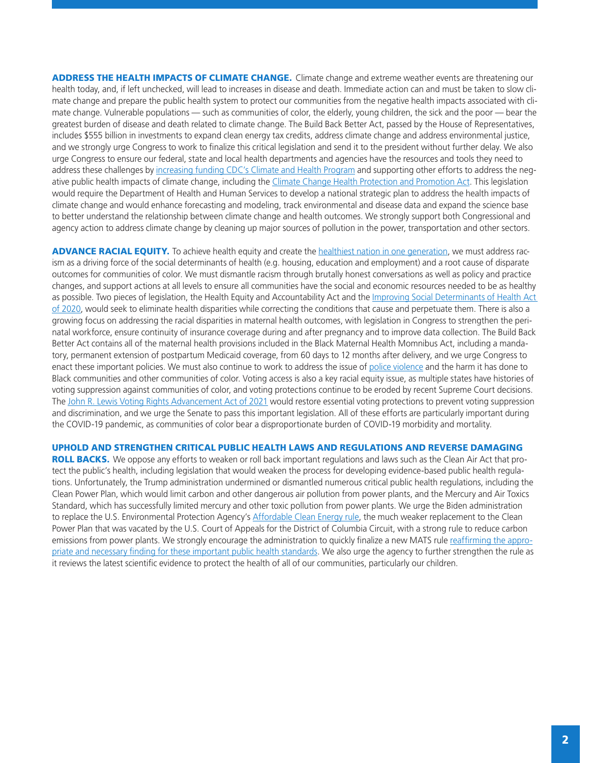**ADDRESS THE HEALTH IMPACTS OF CLIMATE CHANGE.** Climate change and extreme weather events are threatening our health today, and, if left unchecked, will lead to increases in disease and death. Immediate action can and must be taken to slow climate change and prepare the public health system to protect our communities from the negative health impacts associated with climate change. Vulnerable populations — such as communities of color, the elderly, young children, the sick and the poor — bear the greatest burden of disease and death related to climate change. The Build Back Better Act, passed by the House of Representatives, includes $555 billion in investments to expand clean energy tax credits, address climate change and address environmental justice, and we strongly urge Congress to work to finalize this critical legislation and send it to the president without further delay. We also urge Congress to ensure our federal, state and local health departments and agencies have the resources and tools they need to address these challenges by increasing funding CDC's Climate and Health Program and supporting other efforts to address the negative public health impacts of climate change, including the Climate Change Health Protection and Promotion Act. This legislation would require the Department of Health and Human Services to develop a national strategic plan to address the health impacts of climate change and would enhance forecasting and modeling, track environmental and disease data and expand the science base to better understand the relationship between climate change and health outcomes. We strongly support both Congressional and agency action to address climate change by cleaning up major sources of pollution in the power, transportation and other sectors.

**ADVANCE RACIAL EQUITY.** To achieve health equity and create the healthiest nation in one generation, we must address racism as a driving force of the social determinants of health (e.g. housing, education and employment) and a root cause of disparate outcomes for communities of color. We must dismantle racism through brutally honest conversations as well as policy and practice changes, and support actions at all levels to ensure all communities have the social and economic resources needed to be as healthy as possible. Two pieces of legislation, the Health Equity and Accountability Act and the Improving Social Determinants of Health Act of 2020, would seek to eliminate health disparities while correcting the conditions that cause and perpetuate them. There is also a growing focus on addressing the racial disparities in maternal health outcomes, with legislation in Congress to strengthen the perinatal workforce, ensure continuity of insurance coverage during and after pregnancy and to improve data collection. The Build Back Better Act contains all of the maternal health provisions included in the Black Maternal Health Momnibus Act, including a mandatory, permanent extension of postpartum Medicaid coverage, from 60 days to 12 months after delivery, and we urge Congress to enact these important policies. We must also continue to work to address the issue of police violence and the harm it has done to Black communities and other communities of color. Voting access is also a key racial equity issue, as multiple states have histories of voting suppression against communities of color, and voting protections continue to be eroded by recent Supreme Court decisions. The John R. Lewis Voting Rights Advancement Act of 2021 would restore essential voting protections to prevent voting suppression and discrimination, and we urge the Senate to pass this important legislation. All of these efforts are particularly important during the COVID-19 pandemic, as communities of color bear a disproportionate burden of COVID-19 morbidity and mortality.

**UPHOLD AND STRENGTHEN CRITICAL PUBLIC HEALTH LAWS AND REGULATIONS AND REVERSE DAMAGING ROLL BACKS.** We oppose any efforts to weaken or roll back important regulations and laws such as the Clean Air Act that protect the public's health, including legislation that would weaken the process for developing evidence-based public health regulations. Unfortunately, the Trump administration undermined or dismantled numerous critical public health regulations, including the Clean Power Plan, which would limit carbon and other dangerous air pollution from power plants, and the Mercury and Air Toxics Standard, which has successfully limited mercury and other toxic pollution from power plants. We urge the Biden administration to replace the U.S. Environmental Protection Agency's Affordable Clean Energy rule, the much weaker replacement to the Clean Power Plan that was vacated by the U.S. Court of Appeals for the District of Columbia Circuit, with a strong rule to reduce carbon emissions from power plants. We strongly encourage the administration to quickly finalize a new MATS rule reaffirming the appropriate and necessary finding for these important public health standards. We also urge the agency to further strengthen the rule as it reviews the latest scientific evidence to protect the health of all of our communities, particularly our children.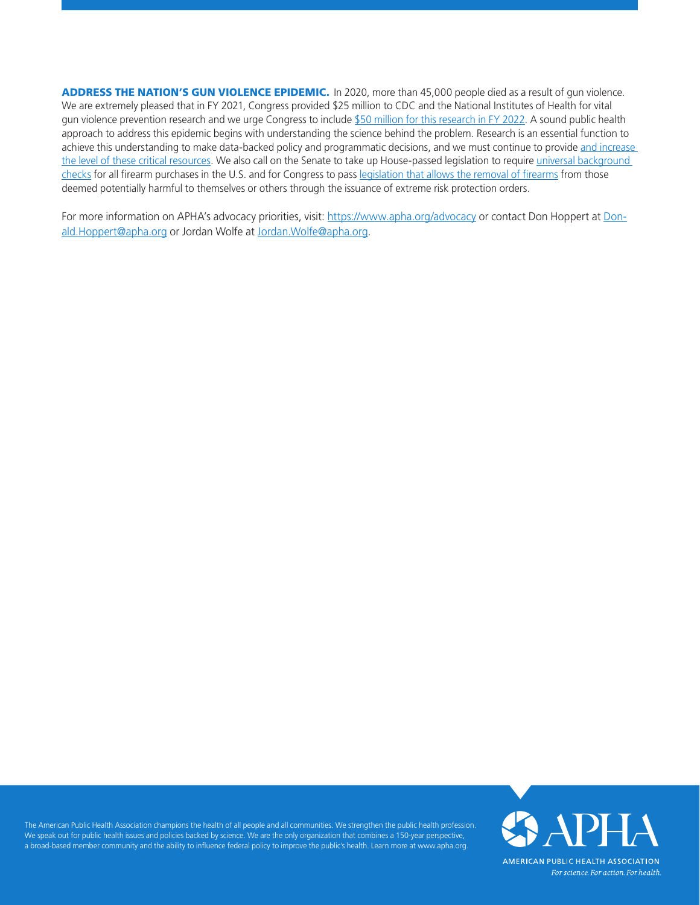**ADDRESS THE NATION'S GUN VIOLENCE EPIDEMIC.** In 2020, more than 45,000 people died as a result of gun violence. We are extremely pleased that in FY 2021, Congress provided $25 million to CDC and the National Institutes of Health for vital gun violence prevention research and we urge Congress to include $50 million for this research in FY 2022. A sound public health approach to address this epidemic begins with understanding the science behind the problem. Research is an essential function to achieve this understanding to make data-backed policy and programmatic decisions, and we must continue to provide and increase the level of these critical resources. We also call on the Senate to take up House-passed legislation to require universal background checks for all firearm purchases in the U.S. and for Congress to pass legislation that allows the removal of firearms from those deemed potentially harmful to themselves or others through the issuance of extreme risk protection orders.

For more information on APHA's advocacy priorities, visit: https://www.apha.org/advocacy or contact Don Hoppert at Donald.Hoppert@apha.org or Jordan Wolfe at Jordan.Wolfe@apha.org.

The American Public Health Association champions the health of all people and all communities. We strengthen the public health profession. We speak out for public health issues and policies backed by science. We are the only organization that combines a 150-year perspective, a broad-based member community and the ability to influence federal policy to improve the public's health. Learn more at www.apha.org.

APHA

AMERICAN PUBLIC HEALTH ASSOCIATION

*For science. For action. For health.*